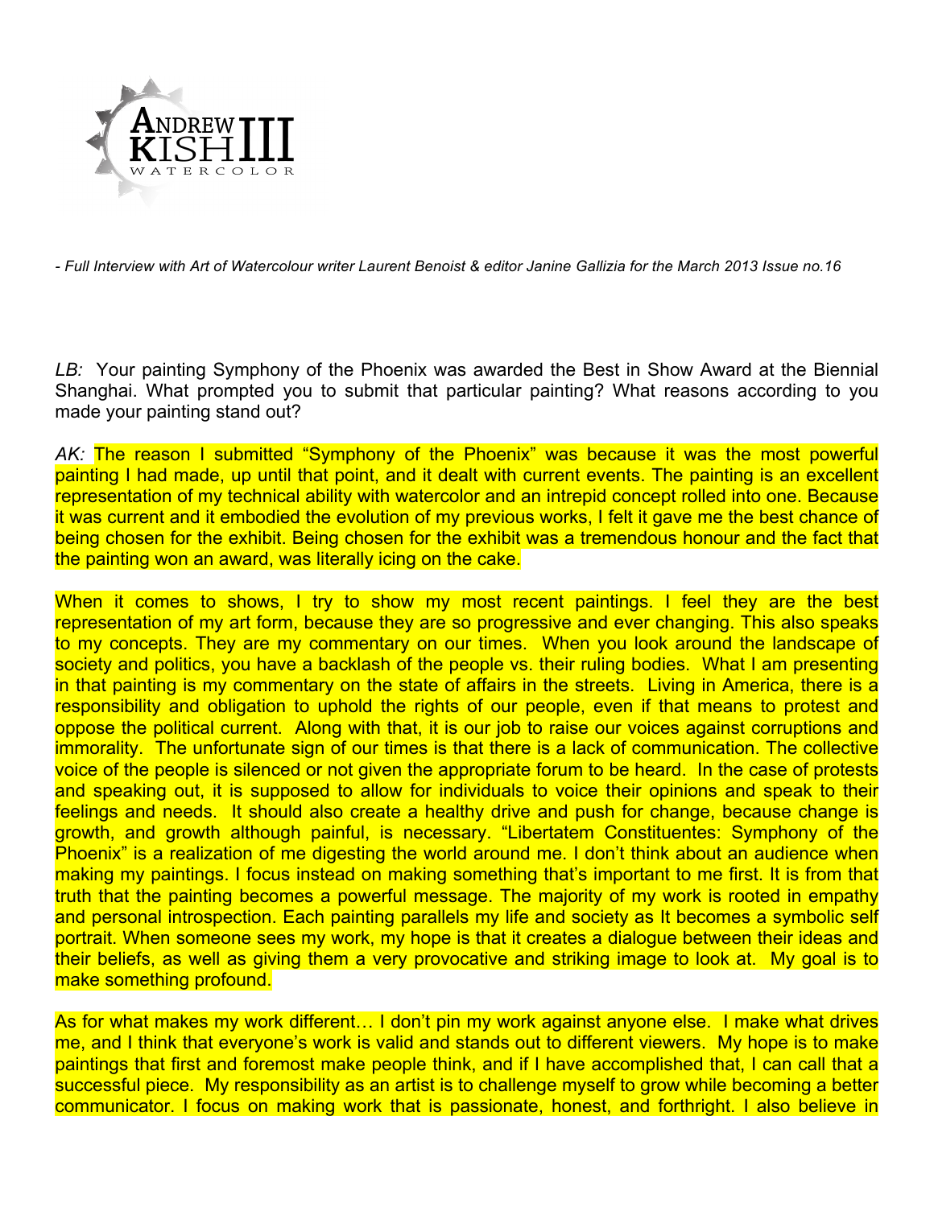ANDREW KISH III WATERCOLOR

*- Full Interview with Art of Watercolour writer Laurent Benoist & editor Janine Gallizia for the March 2013 Issue no.16*

*LB:* Your painting Symphony of the Phoenix was awarded the Best in Show Award at the Biennial Shanghai. What prompted you to submit that particular painting? What reasons according to you made your painting stand out?

*AK:* The reason I submitted "Symphony of the Phoenix" was because it was the most powerful painting I had made, up until that point, and it dealt with current events. The painting is an excellent representation of my technical ability with watercolor and an intrepid concept rolled into one. Because it was current and it embodied the evolution of my previous works, I felt it gave me the best chance of being chosen for the exhibit. Being chosen for the exhibit was a tremendous honour and the fact that the painting won an award, was literally icing on the cake.

When it comes to shows, I try to show my most recent paintings. I feel they are the best representation of my art form, because they are so progressive and ever changing. This also speaks to my concepts. They are my commentary on our times. When you look around the landscape of society and politics, you have a backlash of the people vs. their ruling bodies. What I am presenting in that painting is my commentary on the state of affairs in the streets. Living in America, there is a responsibility and obligation to uphold the rights of our people, even if that means to protest and oppose the political current. Along with that, it is our job to raise our voices against corruptions and immorality. The unfortunate sign of our times is that there is a lack of communication. The collective voice of the people is silenced or not given the appropriate forum to be heard. In the case of protests and speaking out, it is supposed to allow for individuals to voice their opinions and speak to their feelings and needs. It should also create a healthy drive and push for change, because change is growth, and growth although painful, is necessary. "Libertatem Constituentes: Symphony of the Phoenix" is a realization of me digesting the world around me. I don't think about an audience when making my paintings. I focus instead on making something that's important to me first. It is from that truth that the painting becomes a powerful message. The majority of my work is rooted in empathy and personal introspection. Each painting parallels my life and society as It becomes a symbolic self portrait. When someone sees my work, my hope is that it creates a dialogue between their ideas and their beliefs, as well as giving them a very provocative and striking image to look at. My goal is to make something profound.

As for what makes my work different… I don't pin my work against anyone else. I make what drives me, and I think that everyone's work is valid and stands out to different viewers. My hope is to make paintings that first and foremost make people think, and if I have accomplished that, I can call that a successful piece. My responsibility as an artist is to challenge myself to grow while becoming a better communicator. I focus on making work that is passionate, honest, and forthright. I also believe in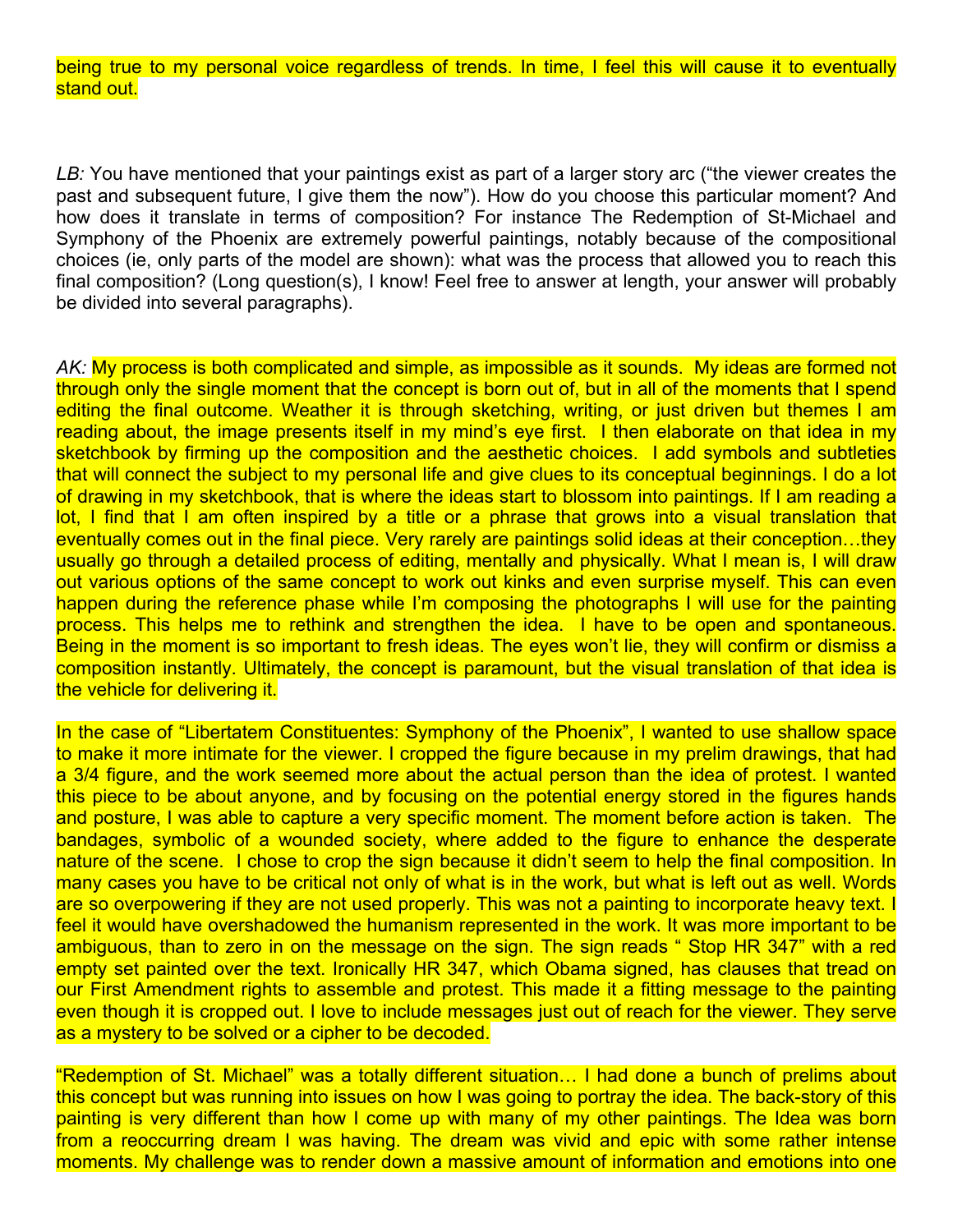being true to my personal voice regardless of trends. In time, I feel this will cause it to eventually stand out.

*LB:* You have mentioned that your paintings exist as part of a larger story arc ("the viewer creates the past and subsequent future, I give them the now"). How do you choose this particular moment? And how does it translate in terms of composition? For instance The Redemption of St-Michael and Symphony of the Phoenix are extremely powerful paintings, notably because of the compositional choices (ie, only parts of the model are shown): what was the process that allowed you to reach this final composition? (Long question(s), I know! Feel free to answer at length, your answer will probably be divided into several paragraphs).

*AK:* My process is both complicated and simple, as impossible as it sounds. My ideas are formed not through only the single moment that the concept is born out of, but in all of the moments that I spend editing the final outcome. Weather it is through sketching, writing, or just driven but themes I am reading about, the image presents itself in my mind's eye first. I then elaborate on that idea in my sketchbook by firming up the composition and the aesthetic choices. I add symbols and subtleties that will connect the subject to my personal life and give clues to its conceptual beginnings. I do a lot of drawing in my sketchbook, that is where the ideas start to blossom into paintings. If I am reading a lot, I find that I am often inspired by a title or a phrase that grows into a visual translation that eventually comes out in the final piece. Very rarely are paintings solid ideas at their conception…they usually go through a detailed process of editing, mentally and physically. What I mean is, I will draw out various options of the same concept to work out kinks and even surprise myself. This can even happen during the reference phase while I'm composing the photographs I will use for the painting process. This helps me to rethink and strengthen the idea. I have to be open and spontaneous. Being in the moment is so important to fresh ideas. The eyes won't lie, they will confirm or dismiss a composition instantly. Ultimately, the concept is paramount, but the visual translation of that idea is the vehicle for delivering it.

In the case of "Libertatem Constituentes: Symphony of the Phoenix", I wanted to use shallow space to make it more intimate for the viewer. I cropped the figure because in my prelim drawings, that had a 3/4 figure, and the work seemed more about the actual person than the idea of protest. I wanted this piece to be about anyone, and by focusing on the potential energy stored in the figures hands and posture, I was able to capture a very specific moment. The moment before action is taken. The bandages, symbolic of a wounded society, where added to the figure to enhance the desperate nature of the scene. I chose to crop the sign because it didn't seem to help the final composition. In many cases you have to be critical not only of what is in the work, but what is left out as well. Words are so overpowering if they are not used properly. This was not a painting to incorporate heavy text. I feel it would have overshadowed the humanism represented in the work. It was more important to be ambiguous, than to zero in on the message on the sign. The sign reads " Stop HR 347" with a red empty set painted over the text. Ironically HR 347, which Obama signed, has clauses that tread on our First Amendment rights to assemble and protest. This made it a fitting message to the painting even though it is cropped out. I love to include messages just out of reach for the viewer. They serve as a mystery to be solved or a cipher to be decoded.

"Redemption of St. Michael" was a totally different situation… I had done a bunch of prelims about this concept but was running into issues on how I was going to portray the idea. The back-story of this painting is very different than how I come up with many of my other paintings. The Idea was born from a reoccurring dream I was having. The dream was vivid and epic with some rather intense moments. My challenge was to render down a massive amount of information and emotions into one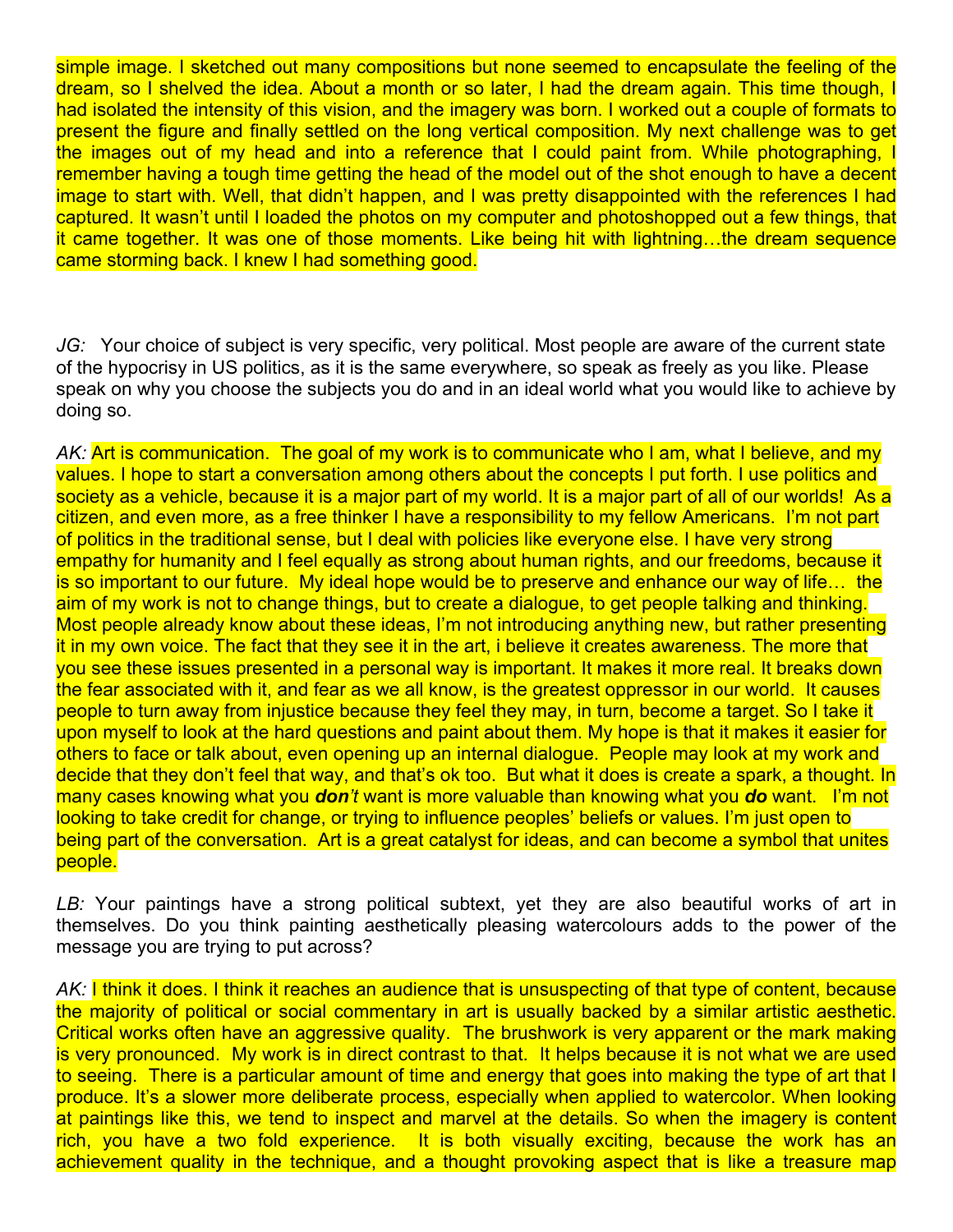simple image. I sketched out many compositions but none seemed to encapsulate the feeling of the dream, so I shelved the idea. About a month or so later, I had the dream again. This time though, I had isolated the intensity of this vision, and the imagery was born. I worked out a couple of formats to present the figure and finally settled on the long vertical composition. My next challenge was to get the images out of my head and into a reference that I could paint from. While photographing, I remember having a tough time getting the head of the model out of the shot enough to have a decent image to start with. Well, that didn't happen, and I was pretty disappointed with the references I had captured. It wasn't until I loaded the photos on my computer and photoshopped out a few things, that it came together. It was one of those moments. Like being hit with lightning…the dream sequence came storming back. I knew I had something good.

*JG:* Your choice of subject is very specific, very political. Most people are aware of the current state of the hypocrisy in US politics, as it is the same everywhere, so speak as freely as you like. Please speak on why you choose the subjects you do and in an ideal world what you would like to achieve by doing so.

*AK:* Art is communication. The goal of my work is to communicate who I am, what I believe, and my values. I hope to start a conversation among others about the concepts I put forth. I use politics and society as a vehicle, because it is a major part of my world. It is a major part of all of our worlds! As a citizen, and even more, as a free thinker I have a responsibility to my fellow Americans. I'm not part of politics in the traditional sense, but I deal with policies like everyone else. I have very strong empathy for humanity and I feel equally as strong about human rights, and our freedoms, because it is so important to our future. My ideal hope would be to preserve and enhance our way of life… the aim of my work is not to change things, but to create a dialogue, to get people talking and thinking. Most people already know about these ideas, I'm not introducing anything new, but rather presenting it in my own voice. The fact that they see it in the art, i believe it creates awareness. The more that you see these issues presented in a personal way is important. It makes it more real. It breaks down the fear associated with it, and fear as we all know, is the greatest oppressor in our world. It causes people to turn away from injustice because they feel they may, in turn, become a target. So I take it upon myself to look at the hard questions and paint about them. My hope is that it makes it easier for others to face or talk about, even opening up an internal dialogue. People may look at my work and decide that they don't feel that way, and that's ok too. But what it does is create a spark, a thought. In many cases knowing what you ***don't*** want is more valuable than knowing what you ***do*** want. I'm not looking to take credit for change, or trying to influence peoples' beliefs or values. I'm just open to being part of the conversation. Art is a great catalyst for ideas, and can become a symbol that unites people.

*LB:* Your paintings have a strong political subtext, yet they are also beautiful works of art in themselves. Do you think painting aesthetically pleasing watercolours adds to the power of the message you are trying to put across?

*AK:* I think it does. I think it reaches an audience that is unsuspecting of that type of content, because the majority of political or social commentary in art is usually backed by a similar artistic aesthetic. Critical works often have an aggressive quality. The brushwork is very apparent or the mark making is very pronounced. My work is in direct contrast to that. It helps because it is not what we are used to seeing. There is a particular amount of time and energy that goes into making the type of art that I produce. It's a slower more deliberate process, especially when applied to watercolor. When looking at paintings like this, we tend to inspect and marvel at the details. So when the imagery is content rich, you have a two fold experience. It is both visually exciting, because the work has an achievement quality in the technique, and a thought provoking aspect that is like a treasure map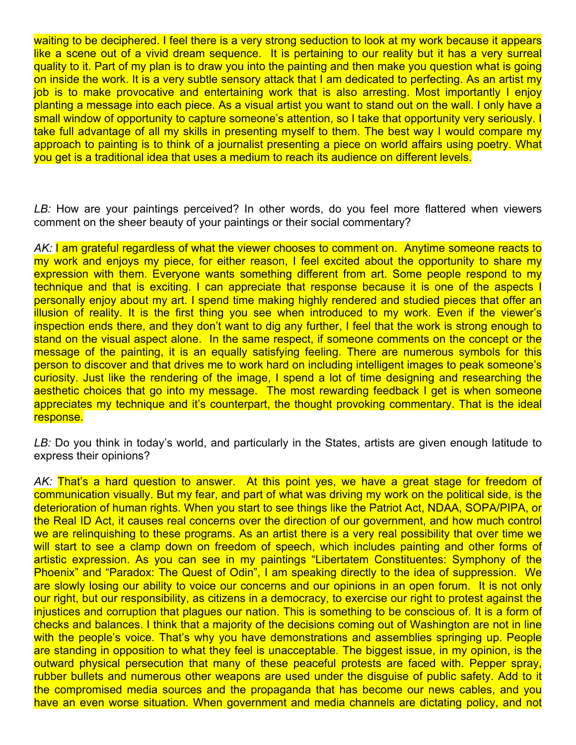waiting to be deciphered. I feel there is a very strong seduction to look at my work because it appears like a scene out of a vivid dream sequence. It is pertaining to our reality but it has a very surreal quality to it. Part of my plan is to draw you into the painting and then make you question what is going on inside the work. It is a very subtle sensory attack that I am dedicated to perfecting. As an artist my job is to make provocative and entertaining work that is also arresting. Most importantly I enjoy planting a message into each piece. As a visual artist you want to stand out on the wall. I only have a small window of opportunity to capture someone's attention, so I take that opportunity very seriously. I take full advantage of all my skills in presenting myself to them. The best way I would compare my approach to painting is to think of a journalist presenting a piece on world affairs using poetry. What you get is a traditional idea that uses a medium to reach its audience on different levels.

*LB:* How are your paintings perceived? In other words, do you feel more flattered when viewers comment on the sheer beauty of your paintings or their social commentary?

*AK:* I am grateful regardless of what the viewer chooses to comment on. Anytime someone reacts to my work and enjoys my piece, for either reason, I feel excited about the opportunity to share my expression with them. Everyone wants something different from art. Some people respond to my technique and that is exciting. I can appreciate that response because it is one of the aspects I personally enjoy about my art. I spend time making highly rendered and studied pieces that offer an illusion of reality. It is the first thing you see when introduced to my work. Even if the viewer's inspection ends there, and they don't want to dig any further, I feel that the work is strong enough to stand on the visual aspect alone. In the same respect, if someone comments on the concept or the message of the painting, it is an equally satisfying feeling. There are numerous symbols for this person to discover and that drives me to work hard on including intelligent images to peak someone's curiosity. Just like the rendering of the image, I spend a lot of time designing and researching the aesthetic choices that go into my message. The most rewarding feedback I get is when someone appreciates my technique and it's counterpart, the thought provoking commentary. That is the ideal response.

*LB:* Do you think in today's world, and particularly in the States, artists are given enough latitude to express their opinions?

*AK:* That's a hard question to answer. At this point yes, we have a great stage for freedom of communication visually. But my fear, and part of what was driving my work on the political side, is the deterioration of human rights. When you start to see things like the Patriot Act, NDAA, SOPA/PIPA, or the Real ID Act, it causes real concerns over the direction of our government, and how much control we are relinquishing to these programs. As an artist there is a very real possibility that over time we will start to see a clamp down on freedom of speech, which includes painting and other forms of artistic expression. As you can see in my paintings "Libertatem Constituentes: Symphony of the Phoenix" and "Paradox: The Quest of Odin", I am speaking directly to the idea of suppression. We are slowly losing our ability to voice our concerns and our opinions in an open forum. It is not only our right, but our responsibility, as citizens in a democracy, to exercise our right to protest against the injustices and corruption that plagues our nation. This is something to be conscious of. It is a form of checks and balances. I think that a majority of the decisions coming out of Washington are not in line with the people's voice. That's why you have demonstrations and assemblies springing up. People are standing in opposition to what they feel is unacceptable. The biggest issue, in my opinion, is the outward physical persecution that many of these peaceful protests are faced with. Pepper spray, rubber bullets and numerous other weapons are used under the disguise of public safety. Add to it the compromised media sources and the propaganda that has become our news cables, and you have an even worse situation. When government and media channels are dictating policy, and not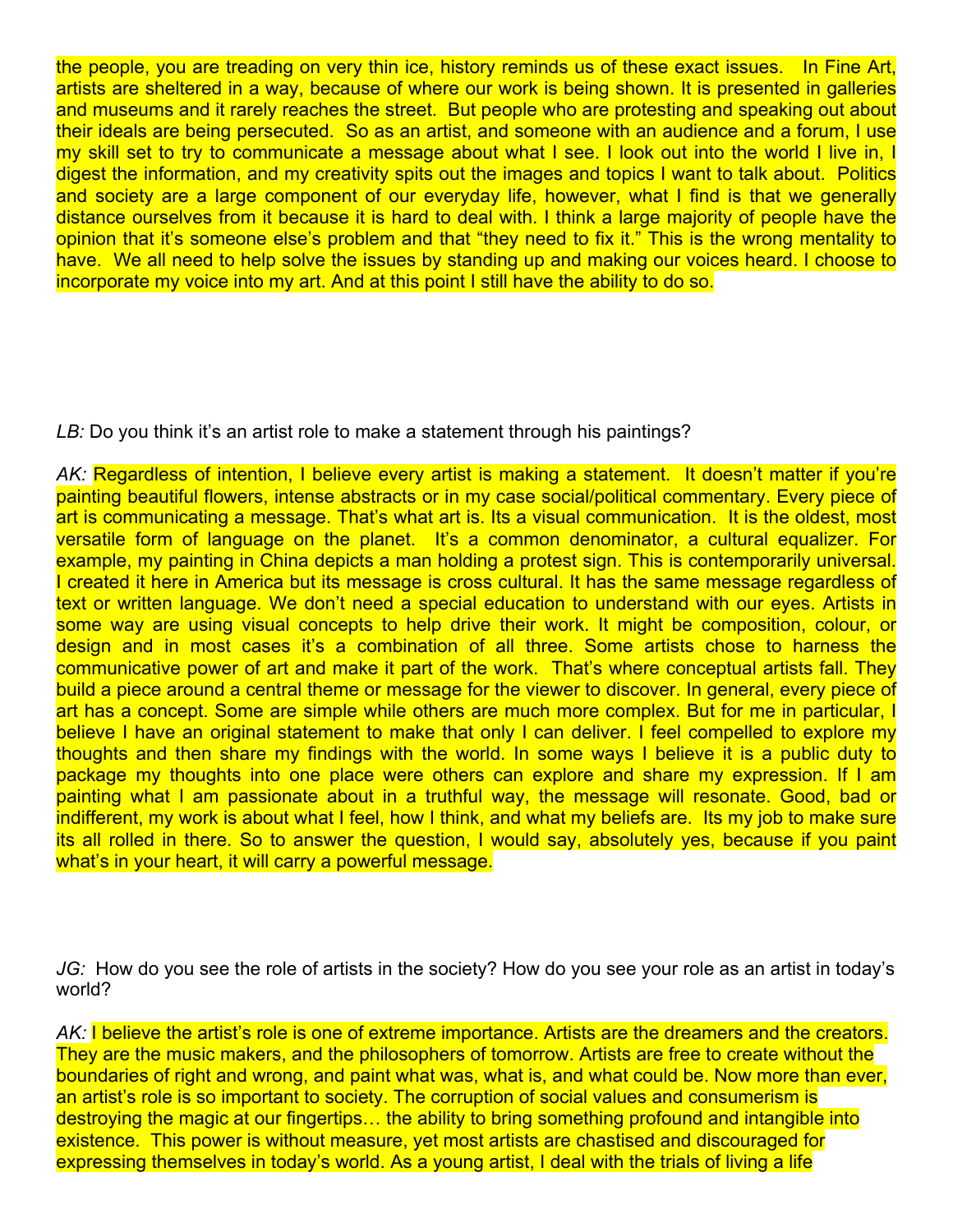the people, you are treading on very thin ice, history reminds us of these exact issues. In Fine Art, artists are sheltered in a way, because of where our work is being shown. It is presented in galleries and museums and it rarely reaches the street. But people who are protesting and speaking out about their ideals are being persecuted. So as an artist, and someone with an audience and a forum, I use my skill set to try to communicate a message about what I see. I look out into the world I live in, I digest the information, and my creativity spits out the images and topics I want to talk about. Politics and society are a large component of our everyday life, however, what I find is that we generally distance ourselves from it because it is hard to deal with. I think a large majority of people have the opinion that it's someone else's problem and that "they need to fix it." This is the wrong mentality to have. We all need to help solve the issues by standing up and making our voices heard. I choose to incorporate my voice into my art. And at this point I still have the ability to do so.

*LB:* Do you think it's an artist role to make a statement through his paintings?

*AK:* Regardless of intention, I believe every artist is making a statement. It doesn't matter if you're painting beautiful flowers, intense abstracts or in my case social/political commentary. Every piece of art is communicating a message. That's what art is. Its a visual communication. It is the oldest, most versatile form of language on the planet. It's a common denominator, a cultural equalizer. For example, my painting in China depicts a man holding a protest sign. This is contemporarily universal. I created it here in America but its message is cross cultural. It has the same message regardless of text or written language. We don't need a special education to understand with our eyes. Artists in some way are using visual concepts to help drive their work. It might be composition, colour, or design and in most cases it's a combination of all three. Some artists chose to harness the communicative power of art and make it part of the work. That's where conceptual artists fall. They build a piece around a central theme or message for the viewer to discover. In general, every piece of art has a concept. Some are simple while others are much more complex. But for me in particular, I believe I have an original statement to make that only I can deliver. I feel compelled to explore my thoughts and then share my findings with the world. In some ways I believe it is a public duty to package my thoughts into one place were others can explore and share my expression. If I am painting what I am passionate about in a truthful way, the message will resonate. Good, bad or indifferent, my work is about what I feel, how I think, and what my beliefs are. Its my job to make sure its all rolled in there. So to answer the question, I would say, absolutely yes, because if you paint what's in your heart, it will carry a powerful message.

*JG:* How do you see the role of artists in the society? How do you see your role as an artist in today's world?

*AK:* I believe the artist's role is one of extreme importance. Artists are the dreamers and the creators. They are the music makers, and the philosophers of tomorrow. Artists are free to create without the boundaries of right and wrong, and paint what was, what is, and what could be. Now more than ever, an artist's role is so important to society. The corruption of social values and consumerism is destroying the magic at our fingertips… the ability to bring something profound and intangible into existence. This power is without measure, yet most artists are chastised and discouraged for expressing themselves in today's world. As a young artist, I deal with the trials of living a life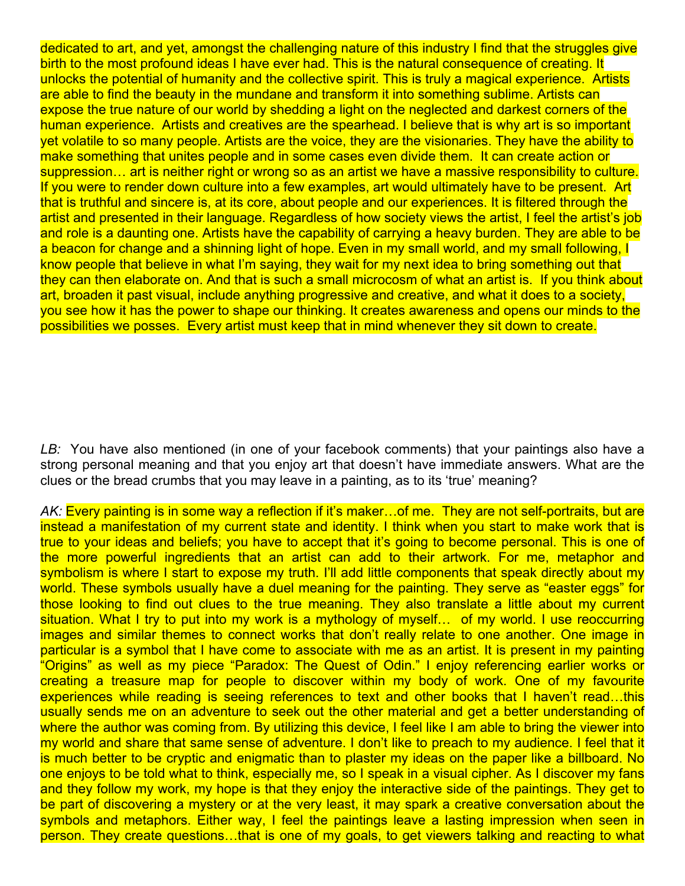dedicated to art, and yet, amongst the challenging nature of this industry I find that the struggles give birth to the most profound ideas I have ever had. This is the natural consequence of creating. It unlocks the potential of humanity and the collective spirit. This is truly a magical experience. Artists are able to find the beauty in the mundane and transform it into something sublime. Artists can expose the true nature of our world by shedding a light on the neglected and darkest corners of the human experience. Artists and creatives are the spearhead. I believe that is why art is so important yet volatile to so many people. Artists are the voice, they are the visionaries. They have the ability to make something that unites people and in some cases even divide them. It can create action or suppression… art is neither right or wrong so as an artist we have a massive responsibility to culture. If you were to render down culture into a few examples, art would ultimately have to be present. Art that is truthful and sincere is, at its core, about people and our experiences. It is filtered through the artist and presented in their language. Regardless of how society views the artist, I feel the artist's job and role is a daunting one. Artists have the capability of carrying a heavy burden. They are able to be a beacon for change and a shinning light of hope. Even in my small world, and my small following, I know people that believe in what I'm saying, they wait for my next idea to bring something out that they can then elaborate on. And that is such a small microcosm of what an artist is. If you think about art, broaden it past visual, include anything progressive and creative, and what it does to a society, you see how it has the power to shape our thinking. It creates awareness and opens our minds to the possibilities we posses. Every artist must keep that in mind whenever they sit down to create.

*LB:* You have also mentioned (in one of your facebook comments) that your paintings also have a strong personal meaning and that you enjoy art that doesn't have immediate answers. What are the clues or the bread crumbs that you may leave in a painting, as to its 'true' meaning?

*AK:* Every painting is in some way a reflection if it's maker…of me. They are not self-portraits, but are instead a manifestation of my current state and identity. I think when you start to make work that is true to your ideas and beliefs; you have to accept that it's going to become personal. This is one of the more powerful ingredients that an artist can add to their artwork. For me, metaphor and symbolism is where I start to expose my truth. I'll add little components that speak directly about my world. These symbols usually have a duel meaning for the painting. They serve as "easter eggs" for those looking to find out clues to the true meaning. They also translate a little about my current situation. What I try to put into my work is a mythology of myself… of my world. I use reoccurring images and similar themes to connect works that don't really relate to one another. One image in particular is a symbol that I have come to associate with me as an artist. It is present in my painting "Origins" as well as my piece "Paradox: The Quest of Odin." I enjoy referencing earlier works or creating a treasure map for people to discover within my body of work. One of my favourite experiences while reading is seeing references to text and other books that I haven't read…this usually sends me on an adventure to seek out the other material and get a better understanding of where the author was coming from. By utilizing this device, I feel like I am able to bring the viewer into my world and share that same sense of adventure. I don't like to preach to my audience. I feel that it is much better to be cryptic and enigmatic than to plaster my ideas on the paper like a billboard. No one enjoys to be told what to think, especially me, so I speak in a visual cipher. As I discover my fans and they follow my work, my hope is that they enjoy the interactive side of the paintings. They get to be part of discovering a mystery or at the very least, it may spark a creative conversation about the symbols and metaphors. Either way, I feel the paintings leave a lasting impression when seen in person. They create questions…that is one of my goals, to get viewers talking and reacting to what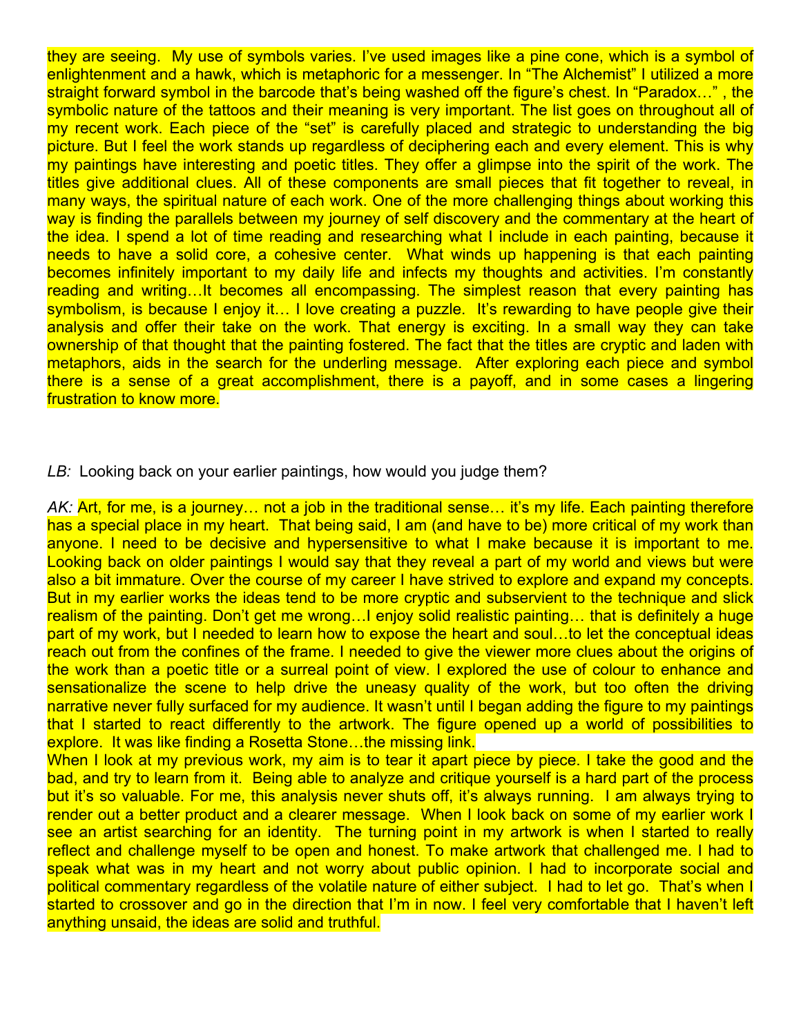they are seeing. My use of symbols varies. I've used images like a pine cone, which is a symbol of enlightenment and a hawk, which is metaphoric for a messenger. In "The Alchemist" I utilized a more straight forward symbol in the barcode that's being washed off the figure's chest. In "Paradox…" , the symbolic nature of the tattoos and their meaning is very important. The list goes on throughout all of my recent work. Each piece of the "set" is carefully placed and strategic to understanding the big picture. But I feel the work stands up regardless of deciphering each and every element. This is why my paintings have interesting and poetic titles. They offer a glimpse into the spirit of the work. The titles give additional clues. All of these components are small pieces that fit together to reveal, in many ways, the spiritual nature of each work. One of the more challenging things about working this way is finding the parallels between my journey of self discovery and the commentary at the heart of the idea. I spend a lot of time reading and researching what I include in each painting, because it needs to have a solid core, a cohesive center. What winds up happening is that each painting becomes infinitely important to my daily life and infects my thoughts and activities. I'm constantly reading and writing…It becomes all encompassing. The simplest reason that every painting has symbolism, is because I enjoy it… I love creating a puzzle. It's rewarding to have people give their analysis and offer their take on the work. That energy is exciting. In a small way they can take ownership of that thought that the painting fostered. The fact that the titles are cryptic and laden with metaphors, aids in the search for the underling message. After exploring each piece and symbol there is a sense of a great accomplishment, there is a payoff, and in some cases a lingering frustration to know more.

*LB:* Looking back on your earlier paintings, how would you judge them?

*AK:* Art, for me, is a journey… not a job in the traditional sense… it's my life. Each painting therefore has a special place in my heart. That being said, I am (and have to be) more critical of my work than anyone. I need to be decisive and hypersensitive to what I make because it is important to me. Looking back on older paintings I would say that they reveal a part of my world and views but were also a bit immature. Over the course of my career I have strived to explore and expand my concepts. But in my earlier works the ideas tend to be more cryptic and subservient to the technique and slick realism of the painting. Don't get me wrong…I enjoy solid realistic painting… that is definitely a huge part of my work, but I needed to learn how to expose the heart and soul…to let the conceptual ideas reach out from the confines of the frame. I needed to give the viewer more clues about the origins of the work than a poetic title or a surreal point of view. I explored the use of colour to enhance and sensationalize the scene to help drive the uneasy quality of the work, but too often the driving narrative never fully surfaced for my audience. It wasn't until I began adding the figure to my paintings that I started to react differently to the artwork. The figure opened up a world of possibilities to explore. It was like finding a Rosetta Stone…the missing link.

When I look at my previous work, my aim is to tear it apart piece by piece. I take the good and the bad, and try to learn from it. Being able to analyze and critique yourself is a hard part of the process but it's so valuable. For me, this analysis never shuts off, it's always running. I am always trying to render out a better product and a clearer message. When I look back on some of my earlier work I see an artist searching for an identity. The turning point in my artwork is when I started to really reflect and challenge myself to be open and honest. To make artwork that challenged me. I had to speak what was in my heart and not worry about public opinion. I had to incorporate social and political commentary regardless of the volatile nature of either subject. I had to let go. That's when I started to crossover and go in the direction that I'm in now. I feel very comfortable that I haven't left anything unsaid, the ideas are solid and truthful.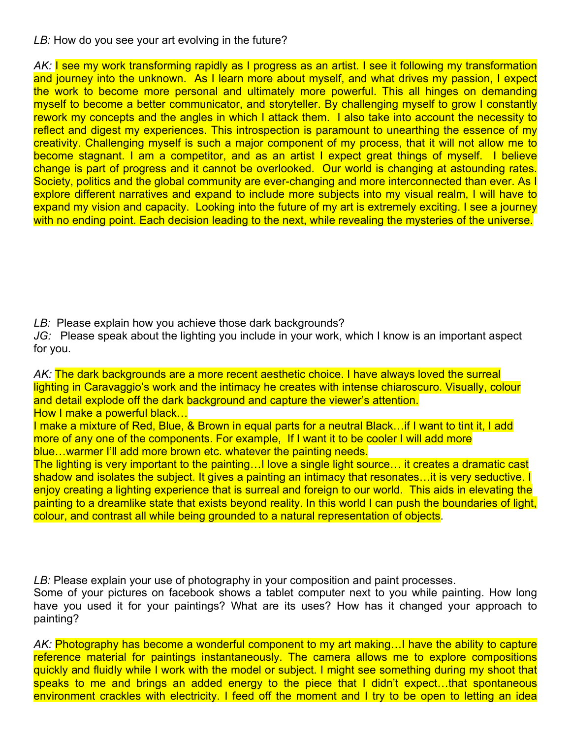*LB:* How do you see your art evolving in the future?

*AK:* I see my work transforming rapidly as I progress as an artist. I see it following my transformation and journey into the unknown. As I learn more about myself, and what drives my passion, I expect the work to become more personal and ultimately more powerful. This all hinges on demanding myself to become a better communicator, and storyteller. By challenging myself to grow I constantly rework my concepts and the angles in which I attack them. I also take into account the necessity to reflect and digest my experiences. This introspection is paramount to unearthing the essence of my creativity. Challenging myself is such a major component of my process, that it will not allow me to become stagnant. I am a competitor, and as an artist I expect great things of myself. I believe change is part of progress and it cannot be overlooked. Our world is changing at astounding rates. Society, politics and the global community are ever-changing and more interconnected than ever. As I explore different narratives and expand to include more subjects into my visual realm, I will have to expand my vision and capacity. Looking into the future of my art is extremely exciting. I see a journey with no ending point. Each decision leading to the next, while revealing the mysteries of the universe.

*LB:* Please explain how you achieve those dark backgrounds?
*JG:* Please speak about the lighting you include in your work, which I know is an important aspect for you.

*AK:* The dark backgrounds are a more recent aesthetic choice. I have always loved the surreal lighting in Caravaggio's work and the intimacy he creates with intense chiaroscuro. Visually, colour and detail explode off the dark background and capture the viewer's attention.
How I make a powerful black…
I make a mixture of Red, Blue, & Brown in equal parts for a neutral Black…if I want to tint it, I add more of any one of the components. For example, If I want it to be cooler I will add more blue…warmer I'll add more brown etc. whatever the painting needs.
The lighting is very important to the painting…I love a single light source… it creates a dramatic cast shadow and isolates the subject. It gives a painting an intimacy that resonates…it is very seductive. I enjoy creating a lighting experience that is surreal and foreign to our world. This aids in elevating the painting to a dreamlike state that exists beyond reality. In this world I can push the boundaries of light, colour, and contrast all while being grounded to a natural representation of objects.

*LB:* Please explain your use of photography in your composition and paint processes.
Some of your pictures on facebook shows a tablet computer next to you while painting. How long have you used it for your paintings? What are its uses? How has it changed your approach to painting?

*AK:* Photography has become a wonderful component to my art making…I have the ability to capture reference material for paintings instantaneously. The camera allows me to explore compositions quickly and fluidly while I work with the model or subject. I might see something during my shoot that speaks to me and brings an added energy to the piece that I didn't expect…that spontaneous environment crackles with electricity. I feed off the moment and I try to be open to letting an idea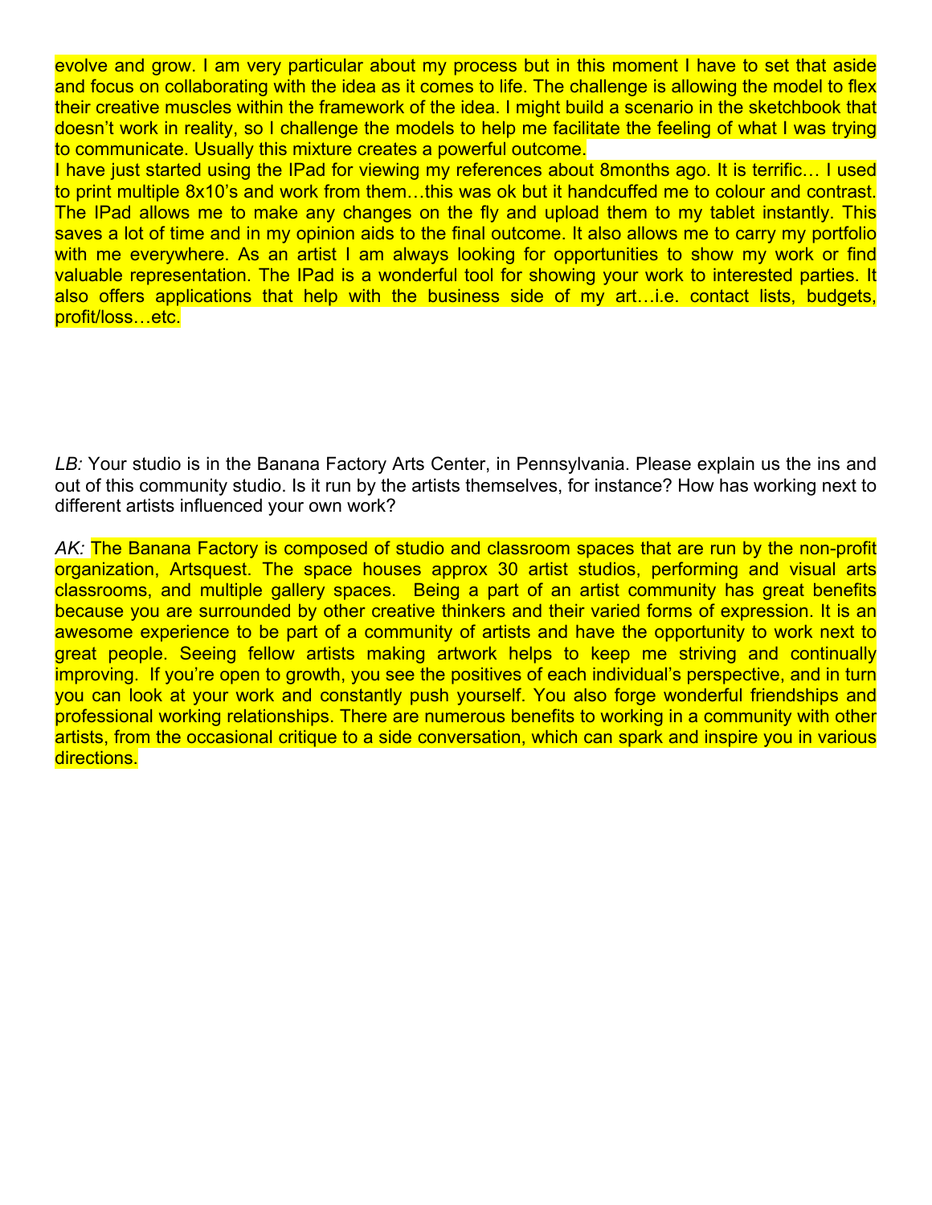evolve and grow. I am very particular about my process but in this moment I have to set that aside and focus on collaborating with the idea as it comes to life. The challenge is allowing the model to flex their creative muscles within the framework of the idea. I might build a scenario in the sketchbook that doesn't work in reality, so I challenge the models to help me facilitate the feeling of what I was trying to communicate. Usually this mixture creates a powerful outcome.

I have just started using the IPad for viewing my references about 8months ago. It is terrific… I used to print multiple 8x10's and work from them…this was ok but it handcuffed me to colour and contrast. The IPad allows me to make any changes on the fly and upload them to my tablet instantly. This saves a lot of time and in my opinion aids to the final outcome. It also allows me to carry my portfolio with me everywhere. As an artist I am always looking for opportunities to show my work or find valuable representation. The IPad is a wonderful tool for showing your work to interested parties. It also offers applications that help with the business side of my art…i.e. contact lists, budgets, profit/loss…etc.

*LB:* Your studio is in the Banana Factory Arts Center, in Pennsylvania. Please explain us the ins and out of this community studio. Is it run by the artists themselves, for instance? How has working next to different artists influenced your own work?

*AK:* The Banana Factory is composed of studio and classroom spaces that are run by the non-profit organization, Artsquest. The space houses approx 30 artist studios, performing and visual arts classrooms, and multiple gallery spaces. Being a part of an artist community has great benefits because you are surrounded by other creative thinkers and their varied forms of expression. It is an awesome experience to be part of a community of artists and have the opportunity to work next to great people. Seeing fellow artists making artwork helps to keep me striving and continually improving. If you're open to growth, you see the positives of each individual's perspective, and in turn you can look at your work and constantly push yourself. You also forge wonderful friendships and professional working relationships. There are numerous benefits to working in a community with other artists, from the occasional critique to a side conversation, which can spark and inspire you in various directions.